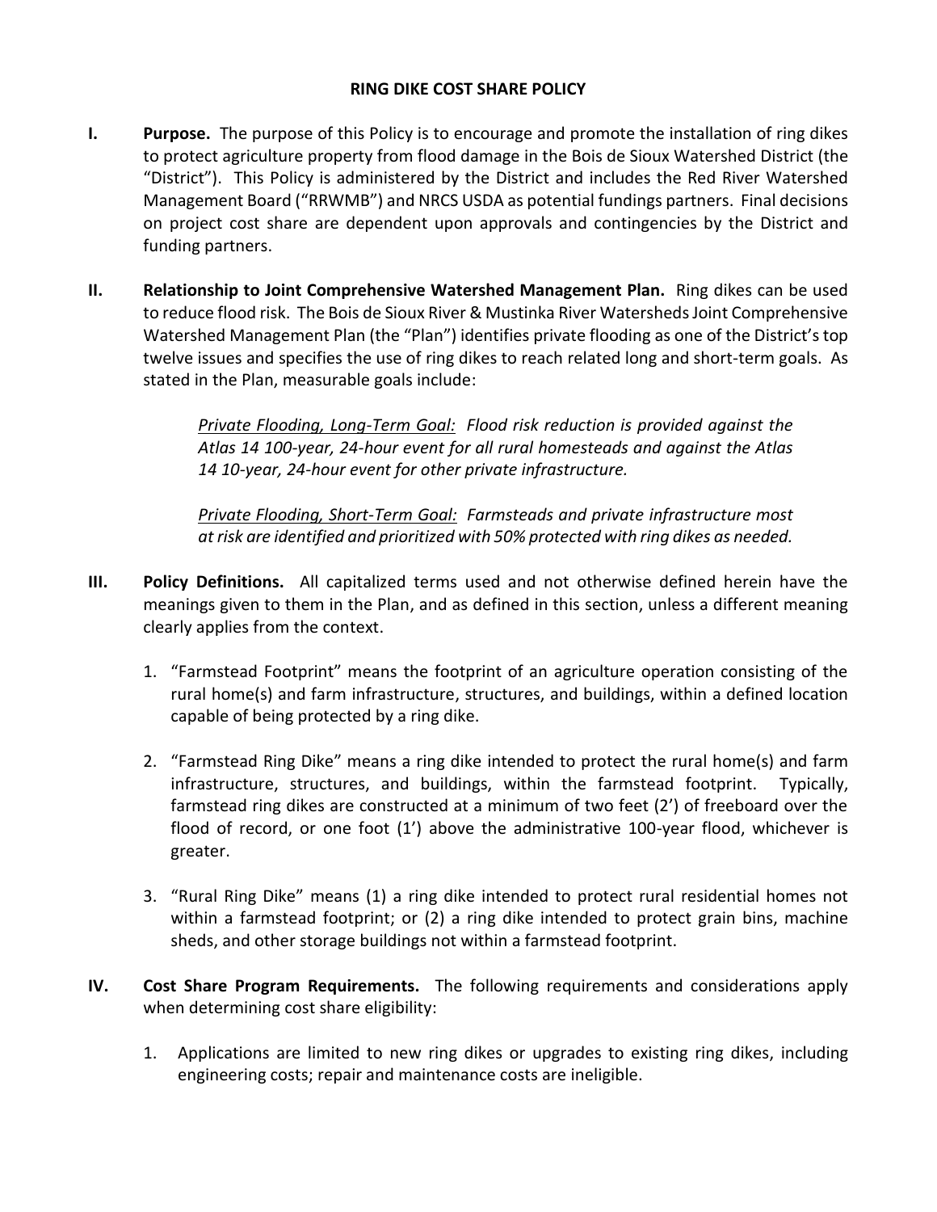# RING DIKE COST SHARE POLICY

**I. Purpose.** The purpose of this Policy is to encourage and promote the installation of ring dikes to protect agriculture property from flood damage in the Bois de Sioux Watershed District (the "District"). This Policy is administered by the District and includes the Red River Watershed Management Board ("RRWMB") and NRCS USDA as potential fundings partners. Final decisions on project cost share are dependent upon approvals and contingencies by the District and funding partners.

**II. Relationship to Joint Comprehensive Watershed Management Plan.** Ring dikes can be used to reduce flood risk. The Bois de Sioux River & Mustinka River Watersheds Joint Comprehensive Watershed Management Plan (the "Plan") identifies private flooding as one of the District's top twelve issues and specifies the use of ring dikes to reach related long and short-term goals. As stated in the Plan, measurable goals include:

> *<u>Private Flooding, Long-Term Goal:</u> Flood risk reduction is provided against the Atlas 14 100-year, 24-hour event for all rural homesteads and against the Atlas 14 10-year, 24-hour event for other private infrastructure.*
>
> *<u>Private Flooding, Short-Term Goal:</u> Farmsteads and private infrastructure most at risk are identified and prioritized with 50% protected with ring dikes as needed.*

**III. Policy Definitions.** All capitalized terms used and not otherwise defined herein have the meanings given to them in the Plan, and as defined in this section, unless a different meaning clearly applies from the context.

1. "Farmstead Footprint" means the footprint of an agriculture operation consisting of the rural home(s) and farm infrastructure, structures, and buildings, within a defined location capable of being protected by a ring dike.

2. "Farmstead Ring Dike" means a ring dike intended to protect the rural home(s) and farm infrastructure, structures, and buildings, within the farmstead footprint. Typically, farmstead ring dikes are constructed at a minimum of two feet (2') of freeboard over the flood of record, or one foot (1') above the administrative 100-year flood, whichever is greater.

3. "Rural Ring Dike" means (1) a ring dike intended to protect rural residential homes not within a farmstead footprint; or (2) a ring dike intended to protect grain bins, machine sheds, and other storage buildings not within a farmstead footprint.

**IV. Cost Share Program Requirements.** The following requirements and considerations apply when determining cost share eligibility:

1. Applications are limited to new ring dikes or upgrades to existing ring dikes, including engineering costs; repair and maintenance costs are ineligible.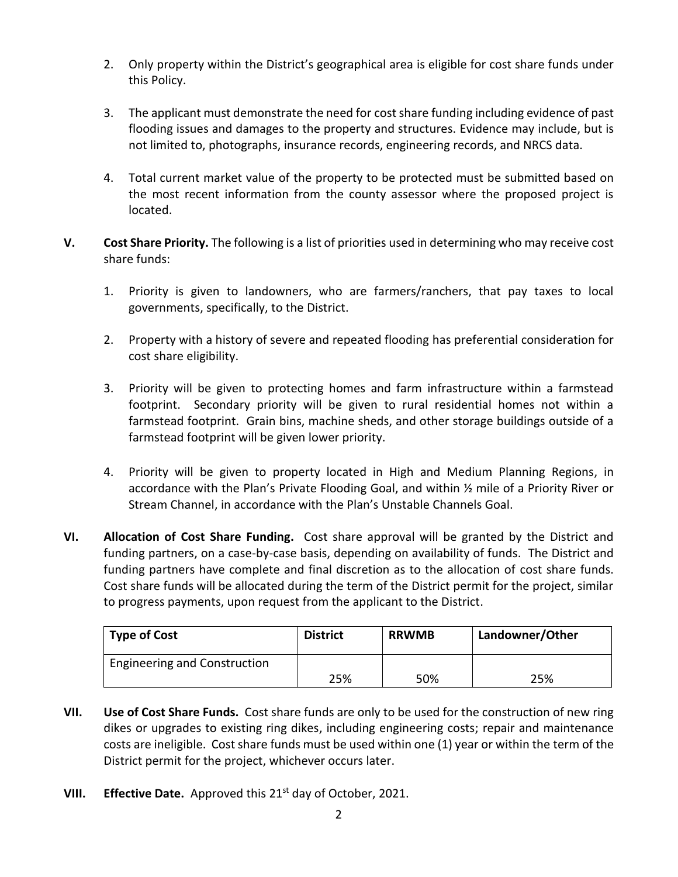2. Only property within the District's geographical area is eligible for cost share funds under this Policy.

3. The applicant must demonstrate the need for cost share funding including evidence of past flooding issues and damages to the property and structures. Evidence may include, but is not limited to, photographs, insurance records, engineering records, and NRCS data.

4. Total current market value of the property to be protected must be submitted based on the most recent information from the county assessor where the proposed project is located.

**V. Cost Share Priority.** The following is a list of priorities used in determining who may receive cost share funds:

1. Priority is given to landowners, who are farmers/ranchers, that pay taxes to local governments, specifically, to the District.

2. Property with a history of severe and repeated flooding has preferential consideration for cost share eligibility.

3. Priority will be given to protecting homes and farm infrastructure within a farmstead footprint. Secondary priority will be given to rural residential homes not within a farmstead footprint. Grain bins, machine sheds, and other storage buildings outside of a farmstead footprint will be given lower priority.

4. Priority will be given to property located in High and Medium Planning Regions, in accordance with the Plan's Private Flooding Goal, and within ½ mile of a Priority River or Stream Channel, in accordance with the Plan's Unstable Channels Goal.

**VI. Allocation of Cost Share Funding.** Cost share approval will be granted by the District and funding partners, on a case-by-case basis, depending on availability of funds. The District and funding partners have complete and final discretion as to the allocation of cost share funds. Cost share funds will be allocated during the term of the District permit for the project, similar to progress payments, upon request from the applicant to the District.

| Type of Cost | District | RRWMB | Landowner/Other |
|---|---|---|---|
| Engineering and Construction | 25% | 50% | 25% |

**VII. Use of Cost Share Funds.** Cost share funds are only to be used for the construction of new ring dikes or upgrades to existing ring dikes, including engineering costs; repair and maintenance costs are ineligible. Cost share funds must be used within one (1) year or within the term of the District permit for the project, whichever occurs later.

**VIII. Effective Date.** Approved this 21st day of October, 2021.